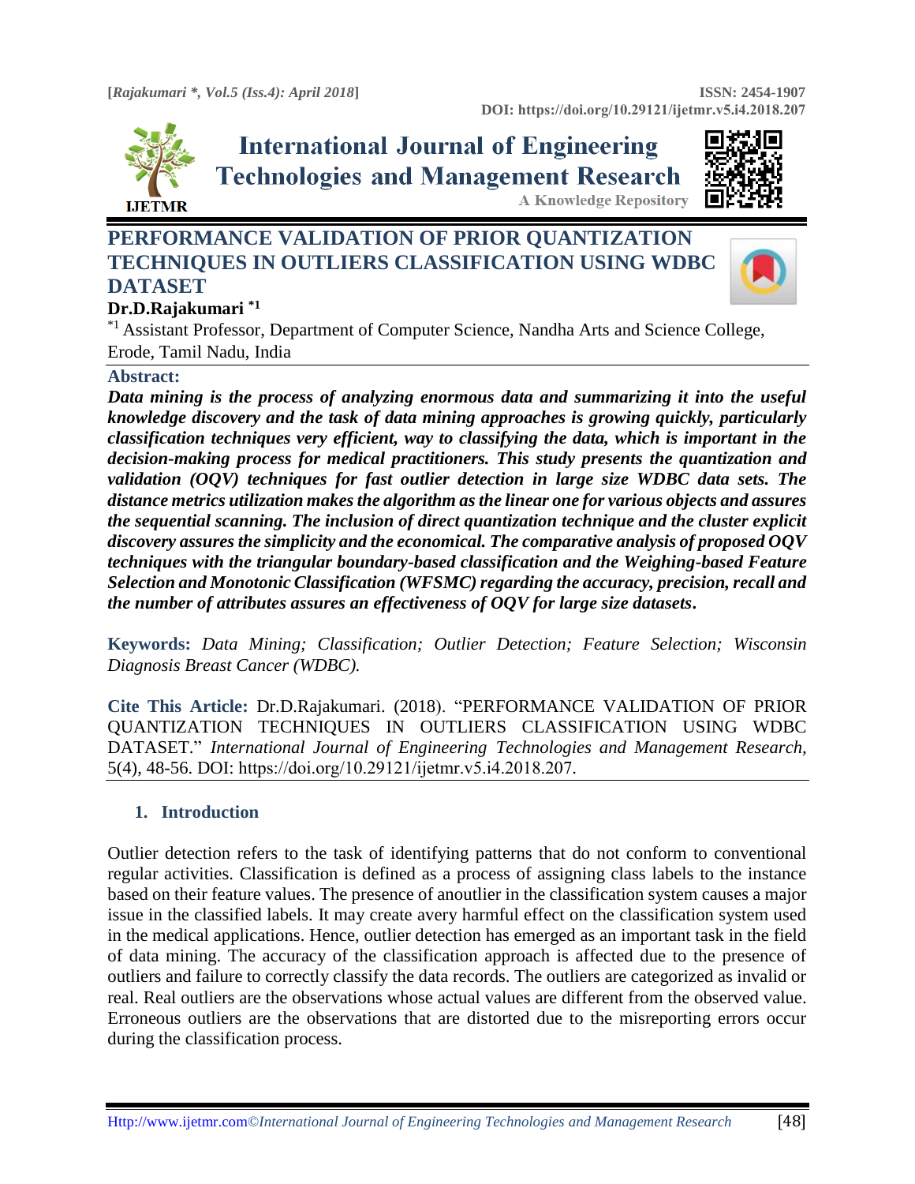# PERFORMANCE VALIDATION OF PRIOR QUANTIZATION TECHNIQUES IN OUTLIERS CLASSIFICATION USING WDBC DATASET

**Dr.D.Rajakumari** [*1]

[*1] Assistant Professor, Department of Computer Science, Nandha Arts and Science College, Erode, Tamil Nadu, India

**Abstract:**

***Data mining is the process of analyzing enormous data and summarizing it into the useful knowledge discovery and the task of data mining approaches is growing quickly, particularly classification techniques very efficient, way to classifying the data, which is important in the decision-making process for medical practitioners. This study presents the quantization and validation (OQV) techniques for fast outlier detection in large size WDBC data sets. The distance metrics utilization makes the algorithm as the linear one for various objects and assures the sequential scanning. The inclusion of direct quantization technique and the cluster explicit discovery assures the simplicity and the economical. The comparative analysis of proposed OQV techniques with the triangular boundary-based classification and the Weighing-based Feature Selection and Monotonic Classification (WFSMC) regarding the accuracy, precision, recall and the number of attributes assures an effectiveness of OQV for large size datasets.***

**Keywords:** *Data Mining; Classification; Outlier Detection; Feature Selection; Wisconsin Diagnosis Breast Cancer (WDBC).*

**Cite This Article:** Dr.D.Rajakumari. (2018). "PERFORMANCE VALIDATION OF PRIOR QUANTIZATION TECHNIQUES IN OUTLIERS CLASSIFICATION USING WDBC DATASET." *International Journal of Engineering Technologies and Management Research,* 5(4), 48-56. DOI: https://doi.org/10.29121/ijetmr.v5.i4.2018.207.

## 1. Introduction

Outlier detection refers to the task of identifying patterns that do not conform to conventional regular activities. Classification is defined as a process of assigning class labels to the instance based on their feature values. The presence of anoutlier in the classification system causes a major issue in the classified labels. It may create avery harmful effect on the classification system used in the medical applications. Hence, outlier detection has emerged as an important task in the field of data mining. The accuracy of the classification approach is affected due to the presence of outliers and failure to correctly classify the data records. The outliers are categorized as invalid or real. Real outliers are the observations whose actual values are different from the observed value. Erroneous outliers are the observations that are distorted due to the misreporting errors occur during the classification process.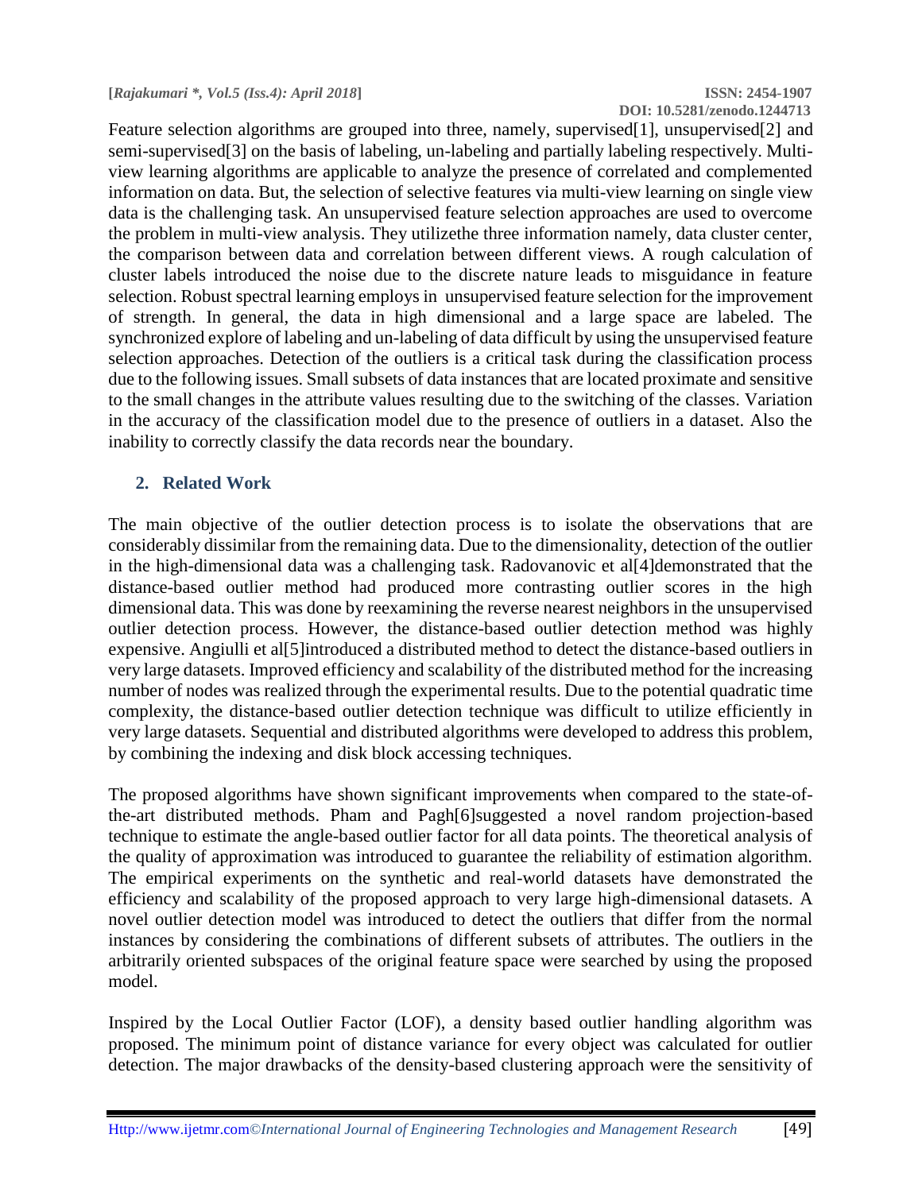Feature selection algorithms are grouped into three, namely, supervised[1], unsupervised[2] and semi-supervised[3] on the basis of labeling, un-labeling and partially labeling respectively. Multi-view learning algorithms are applicable to analyze the presence of correlated and complemented information on data. But, the selection of selective features via multi-view learning on single view data is the challenging task. An unsupervised feature selection approaches are used to overcome the problem in multi-view analysis. They utilizethe three information namely, data cluster center, the comparison between data and correlation between different views. A rough calculation of cluster labels introduced the noise due to the discrete nature leads to misguidance in feature selection. Robust spectral learning employs in unsupervised feature selection for the improvement of strength. In general, the data in high dimensional and a large space are labeled. The synchronized explore of labeling and un-labeling of data difficult by using the unsupervised feature selection approaches. Detection of the outliers is a critical task during the classification process due to the following issues. Small subsets of data instances that are located proximate and sensitive to the small changes in the attribute values resulting due to the switching of the classes. Variation in the accuracy of the classification model due to the presence of outliers in a dataset. Also the inability to correctly classify the data records near the boundary.

## 2. Related Work

The main objective of the outlier detection process is to isolate the observations that are considerably dissimilar from the remaining data. Due to the dimensionality, detection of the outlier in the high-dimensional data was a challenging task. Radovanovic et al[4]demonstrated that the distance-based outlier method had produced more contrasting outlier scores in the high dimensional data. This was done by reexamining the reverse nearest neighbors in the unsupervised outlier detection process. However, the distance-based outlier detection method was highly expensive. Angiulli et al[5]introduced a distributed method to detect the distance-based outliers in very large datasets. Improved efficiency and scalability of the distributed method for the increasing number of nodes was realized through the experimental results. Due to the potential quadratic time complexity, the distance-based outlier detection technique was difficult to utilize efficiently in very large datasets. Sequential and distributed algorithms were developed to address this problem, by combining the indexing and disk block accessing techniques.

The proposed algorithms have shown significant improvements when compared to the state-of-the-art distributed methods. Pham and Pagh[6]suggested a novel random projection-based technique to estimate the angle-based outlier factor for all data points. The theoretical analysis of the quality of approximation was introduced to guarantee the reliability of estimation algorithm. The empirical experiments on the synthetic and real-world datasets have demonstrated the efficiency and scalability of the proposed approach to very large high-dimensional datasets. A novel outlier detection model was introduced to detect the outliers that differ from the normal instances by considering the combinations of different subsets of attributes. The outliers in the arbitrarily oriented subspaces of the original feature space were searched by using the proposed model.

Inspired by the Local Outlier Factor (LOF), a density based outlier handling algorithm was proposed. The minimum point of distance variance for every object was calculated for outlier detection. The major drawbacks of the density-based clustering approach were the sensitivity of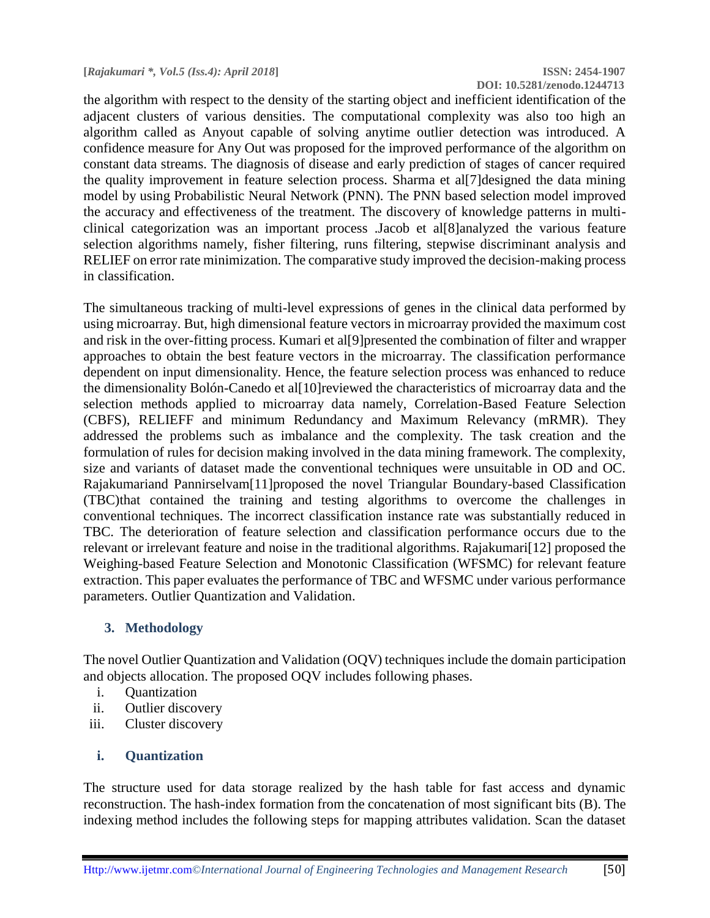the algorithm with respect to the density of the starting object and inefficient identification of the adjacent clusters of various densities. The computational complexity was also too high an algorithm called as Anyout capable of solving anytime outlier detection was introduced. A confidence measure for Any Out was proposed for the improved performance of the algorithm on constant data streams. The diagnosis of disease and early prediction of stages of cancer required the quality improvement in feature selection process. Sharma et al[7]designed the data mining model by using Probabilistic Neural Network (PNN). The PNN based selection model improved the accuracy and effectiveness of the treatment. The discovery of knowledge patterns in multi-clinical categorization was an important process .Jacob et al[8]analyzed the various feature selection algorithms namely, fisher filtering, runs filtering, stepwise discriminant analysis and RELIEF on error rate minimization. The comparative study improved the decision-making process in classification.

The simultaneous tracking of multi-level expressions of genes in the clinical data performed by using microarray. But, high dimensional feature vectors in microarray provided the maximum cost and risk in the over-fitting process. Kumari et al[9]presented the combination of filter and wrapper approaches to obtain the best feature vectors in the microarray. The classification performance dependent on input dimensionality. Hence, the feature selection process was enhanced to reduce the dimensionality Bolón-Canedo et al[10]reviewed the characteristics of microarray data and the selection methods applied to microarray data namely, Correlation-Based Feature Selection (CBFS), RELIEFF and minimum Redundancy and Maximum Relevancy (mRMR). They addressed the problems such as imbalance and the complexity. The task creation and the formulation of rules for decision making involved in the data mining framework. The complexity, size and variants of dataset made the conventional techniques were unsuitable in OD and OC. Rajakumariand Pannirselvam[11]proposed the novel Triangular Boundary-based Classification (TBC)that contained the training and testing algorithms to overcome the challenges in conventional techniques. The incorrect classification instance rate was substantially reduced in TBC. The deterioration of feature selection and classification performance occurs due to the relevant or irrelevant feature and noise in the traditional algorithms. Rajakumari[12] proposed the Weighing-based Feature Selection and Monotonic Classification (WFSMC) for relevant feature extraction. This paper evaluates the performance of TBC and WFSMC under various performance parameters. Outlier Quantization and Validation.

## 3. Methodology

The novel Outlier Quantization and Validation (OQV) techniques include the domain participation and objects allocation. The proposed OQV includes following phases.

i. Quantization
ii. Outlier discovery
iii. Cluster discovery

### i. Quantization

The structure used for data storage realized by the hash table for fast access and dynamic reconstruction. The hash-index formation from the concatenation of most significant bits (B). The indexing method includes the following steps for mapping attributes validation. Scan the dataset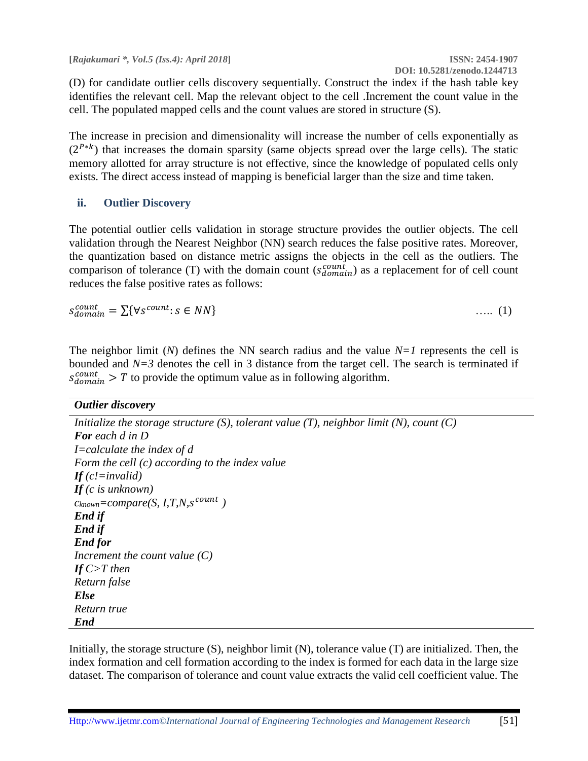(D) for candidate outlier cells discovery sequentially. Construct the index if the hash table key identifies the relevant cell. Map the relevant object to the cell .Increment the count value in the cell. The populated mapped cells and the count values are stored in structure (S).

The increase in precision and dimensionality will increase the number of cells exponentially as ($2^{P*k}$) that increases the domain sparsity (same objects spread over the large cells). The static memory allotted for array structure is not effective, since the knowledge of populated cells only exists. The direct access instead of mapping is beneficial larger than the size and time taken.

### ii. Outlier Discovery

The potential outlier cells validation in storage structure provides the outlier objects. The cell validation through the Nearest Neighbor (NN) search reduces the false positive rates. Moreover, the quantization based on distance metric assigns the objects in the cell as the outliers. The comparison of tolerance (T) with the domain count ($s_{domain}^{count}$) as a replacement for of cell count reduces the false positive rates as follows:

$$s_{domain}^{count} = \sum\{\forall s^{count}: s \in NN\} \quad \ldots\ldots (1)$$

The neighbor limit (*N*) defines the NN search radius and the value *N=1* represents the cell is bounded and *N=3* denotes the cell in 3 distance from the target cell. The search is terminated if $s_{domain}^{count} > T$ to provide the optimum value as in following algorithm.

***Outlier discovery***

*Initialize the storage structure (S), tolerant value (T), neighbor limit (N), count (C)*
***For*** *each d in D*
*I=calculate the index of d*
*Form the cell (c) according to the index value*
***If*** *(c!=invalid)*
***If*** *(c is unknown)*
$c_{known}$*=compare(S, I,T,N,*$s^{count}$ *)*
***End if***
***End if***
***End for***
*Increment the count value (C)*
***If*** *C>T then*
*Return false*
***Else***
*Return true*
***End***

Initially, the storage structure (S), neighbor limit (N), tolerance value (T) are initialized. Then, the index formation and cell formation according to the index is formed for each data in the large size dataset. The comparison of tolerance and count value extracts the valid cell coefficient value. The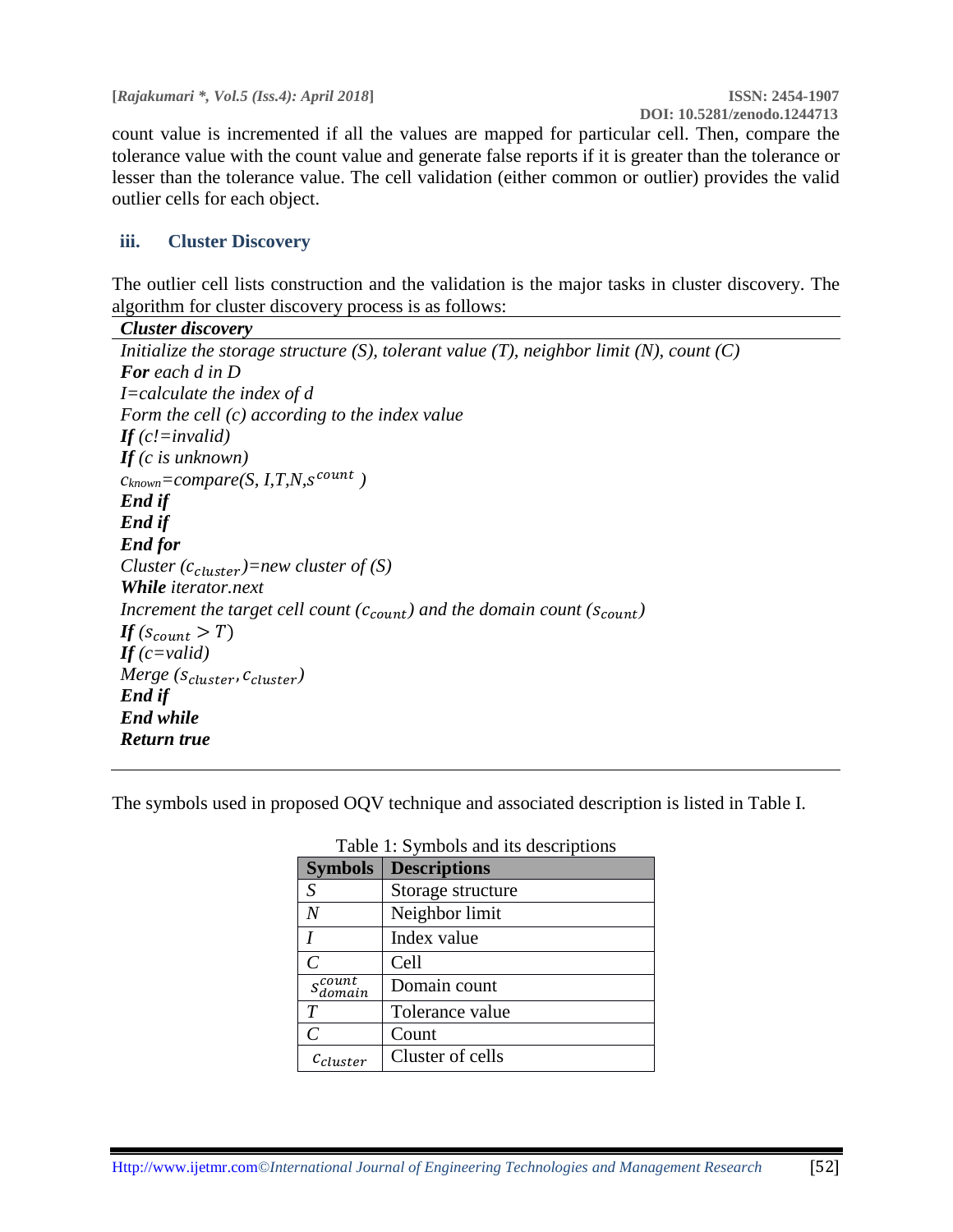count value is incremented if all the values are mapped for particular cell. Then, compare the tolerance value with the count value and generate false reports if it is greater than the tolerance or lesser than the tolerance value. The cell validation (either common or outlier) provides the valid outlier cells for each object.

### iii. Cluster Discovery

The outlier cell lists construction and the validation is the major tasks in cluster discovery. The algorithm for cluster discovery process is as follows:

---

***Cluster discovery***

---

*Initialize the storage structure (S), tolerant value (T), neighbor limit (N), count (C)*
***For*** *each d in D*
*I=calculate the index of d*
*Form the cell (c) according to the index value*
***If*** *(c!=invalid)*
***If*** *(c is unknown)*
$c_{known}$*=compare(S, I,T,N,*$s^{count}$ *)*
***End if***
***End if***
***End for***
*Cluster (*$c_{cluster}$*)=new cluster of (S)*
***While*** *iterator.next*
*Increment the target cell count (*$c_{count}$*) and the domain count (*$s_{count}$*)*
***If*** *(*$s_{count} > T$*)*
***If*** *(c=valid)*
*Merge (*$s_{cluster}$*,* $c_{cluster}$*)*
***End if***
***End while***
***Return true***

---

The symbols used in proposed OQV technique and associated description is listed in Table I.

Table 1: Symbols and its descriptions

| Symbols | Descriptions |
|---|---|
| $S$ | Storage structure |
| $N$ | Neighbor limit |
| $I$ | Index value |
| $C$ | Cell |
| $s_{domain}^{count}$ | Domain count |
| $T$ | Tolerance value |
| $C$ | Count |
| $c_{cluster}$ | Cluster of cells |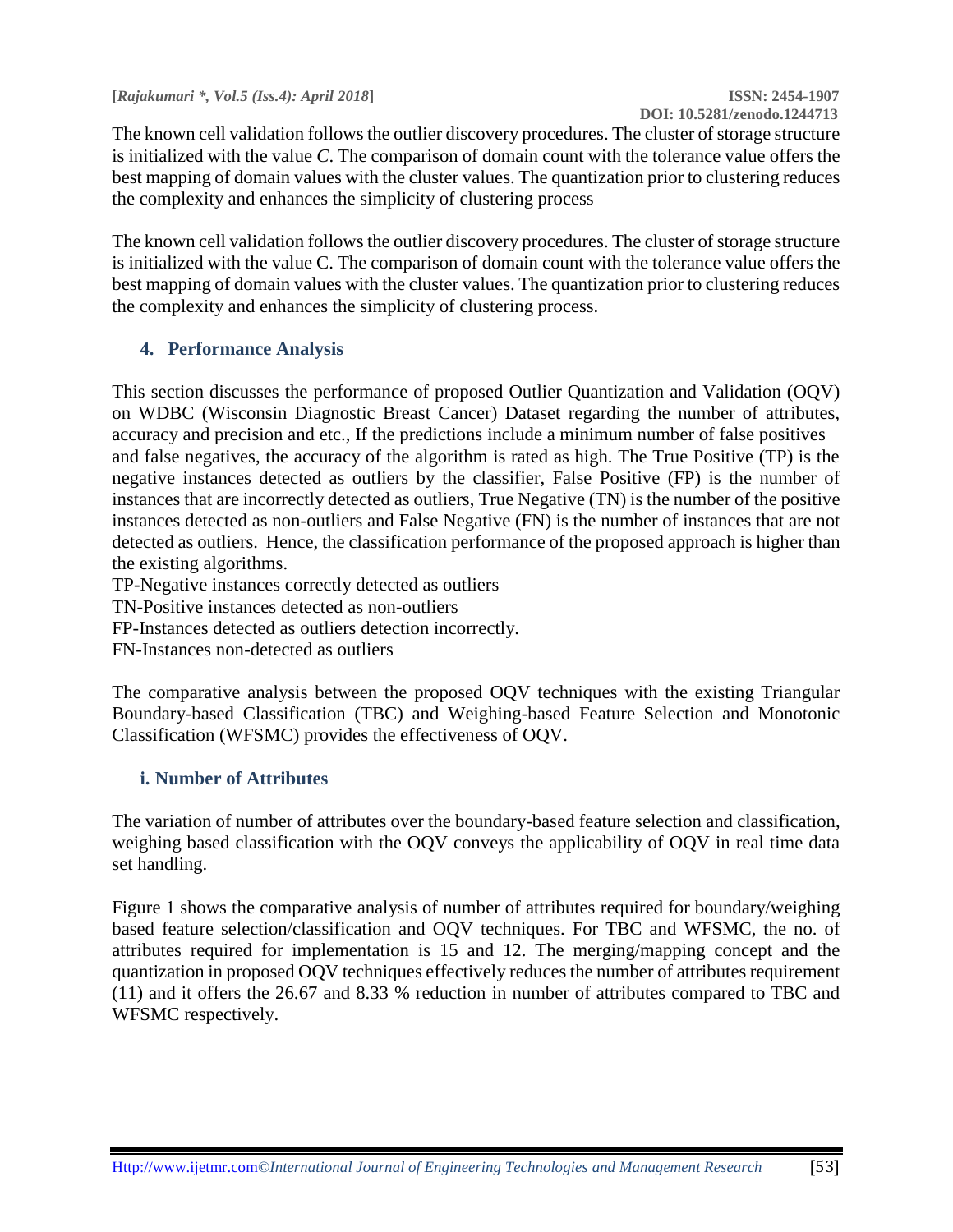The known cell validation follows the outlier discovery procedures. The cluster of storage structure is initialized with the value *C*. The comparison of domain count with the tolerance value offers the best mapping of domain values with the cluster values. The quantization prior to clustering reduces the complexity and enhances the simplicity of clustering process

The known cell validation follows the outlier discovery procedures. The cluster of storage structure is initialized with the value C. The comparison of domain count with the tolerance value offers the best mapping of domain values with the cluster values. The quantization prior to clustering reduces the complexity and enhances the simplicity of clustering process.

## 4. Performance Analysis

This section discusses the performance of proposed Outlier Quantization and Validation (OQV) on WDBC (Wisconsin Diagnostic Breast Cancer) Dataset regarding the number of attributes, accuracy and precision and etc., If the predictions include a minimum number of false positives and false negatives, the accuracy of the algorithm is rated as high. The True Positive (TP) is the negative instances detected as outliers by the classifier, False Positive (FP) is the number of instances that are incorrectly detected as outliers, True Negative (TN) is the number of the positive instances detected as non-outliers and False Negative (FN) is the number of instances that are not detected as outliers. Hence, the classification performance of the proposed approach is higher than the existing algorithms.

TP-Negative instances correctly detected as outliers
TN-Positive instances detected as non-outliers
FP-Instances detected as outliers detection incorrectly.
FN-Instances non-detected as outliers

The comparative analysis between the proposed OQV techniques with the existing Triangular Boundary-based Classification (TBC) and Weighing-based Feature Selection and Monotonic Classification (WFSMC) provides the effectiveness of OQV.

### i. Number of Attributes

The variation of number of attributes over the boundary-based feature selection and classification, weighing based classification with the OQV conveys the applicability of OQV in real time data set handling.

Figure 1 shows the comparative analysis of number of attributes required for boundary/weighing based feature selection/classification and OQV techniques. For TBC and WFSMC, the no. of attributes required for implementation is 15 and 12. The merging/mapping concept and the quantization in proposed OQV techniques effectively reduces the number of attributes requirement (11) and it offers the 26.67 and 8.33 % reduction in number of attributes compared to TBC and WFSMC respectively.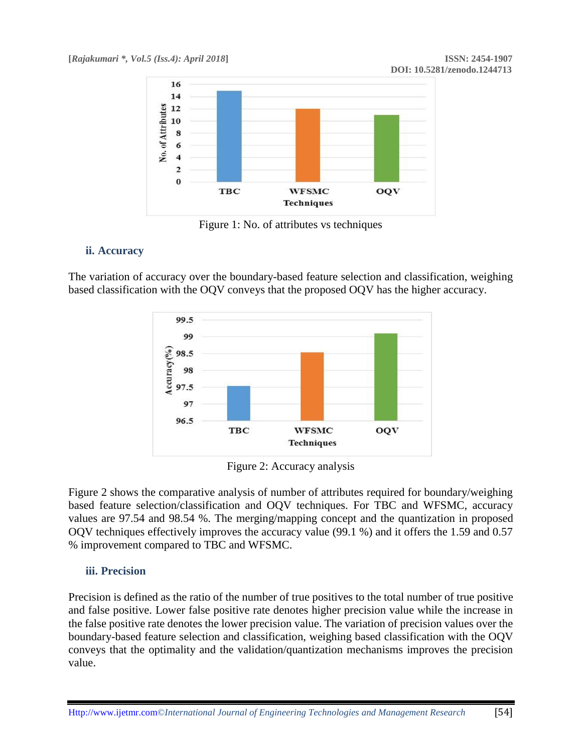Figure 1: No. of attributes vs techniques

### ii. Accuracy

The variation of accuracy over the boundary-based feature selection and classification, weighing based classification with the OQV conveys that the proposed OQV has the higher accuracy.

Figure 2: Accuracy analysis

Figure 2 shows the comparative analysis of number of attributes required for boundary/weighing based feature selection/classification and OQV techniques. For TBC and WFSMC, accuracy values are 97.54 and 98.54 %. The merging/mapping concept and the quantization in proposed OQV techniques effectively improves the accuracy value (99.1 %) and it offers the 1.59 and 0.57 % improvement compared to TBC and WFSMC.

### iii. Precision

Precision is defined as the ratio of the number of true positives to the total number of true positive and false positive. Lower false positive rate denotes higher precision value while the increase in the false positive rate denotes the lower precision value. The variation of precision values over the boundary-based feature selection and classification, weighing based classification with the OQV conveys that the optimality and the validation/quantization mechanisms improves the precision value.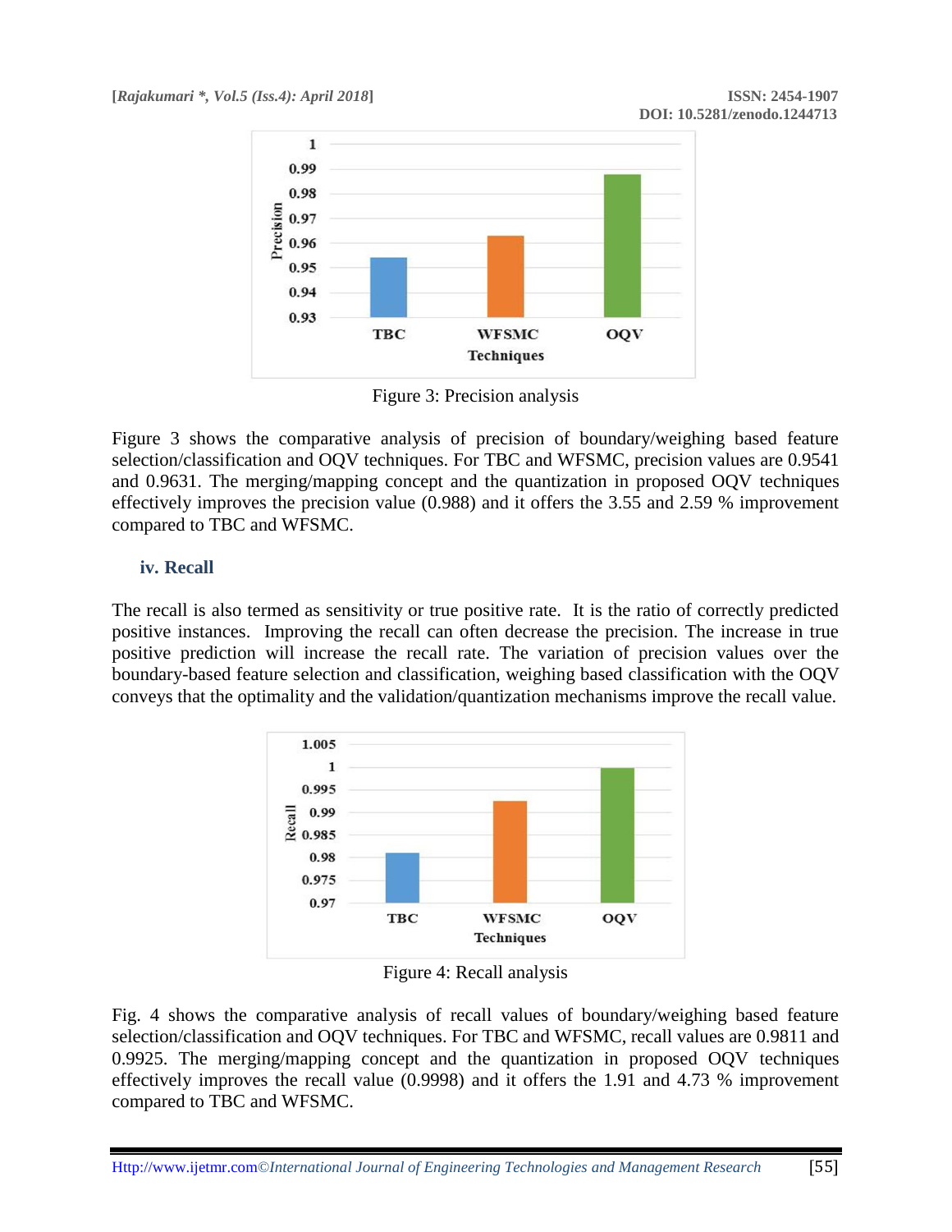Figure 3: Precision analysis

Figure 3 shows the comparative analysis of precision of boundary/weighing based feature selection/classification and OQV techniques. For TBC and WFSMC, precision values are 0.9541 and 0.9631. The merging/mapping concept and the quantization in proposed OQV techniques effectively improves the precision value (0.988) and it offers the 3.55 and 2.59 % improvement compared to TBC and WFSMC.

### iv. Recall

The recall is also termed as sensitivity or true positive rate. It is the ratio of correctly predicted positive instances. Improving the recall can often decrease the precision. The increase in true positive prediction will increase the recall rate. The variation of precision values over the boundary-based feature selection and classification, weighing based classification with the OQV conveys that the optimality and the validation/quantization mechanisms improve the recall value.

Figure 4: Recall analysis

Fig. 4 shows the comparative analysis of recall values of boundary/weighing based feature selection/classification and OQV techniques. For TBC and WFSMC, recall values are 0.9811 and 0.9925. The merging/mapping concept and the quantization in proposed OQV techniques effectively improves the recall value (0.9998) and it offers the 1.91 and 4.73 % improvement compared to TBC and WFSMC.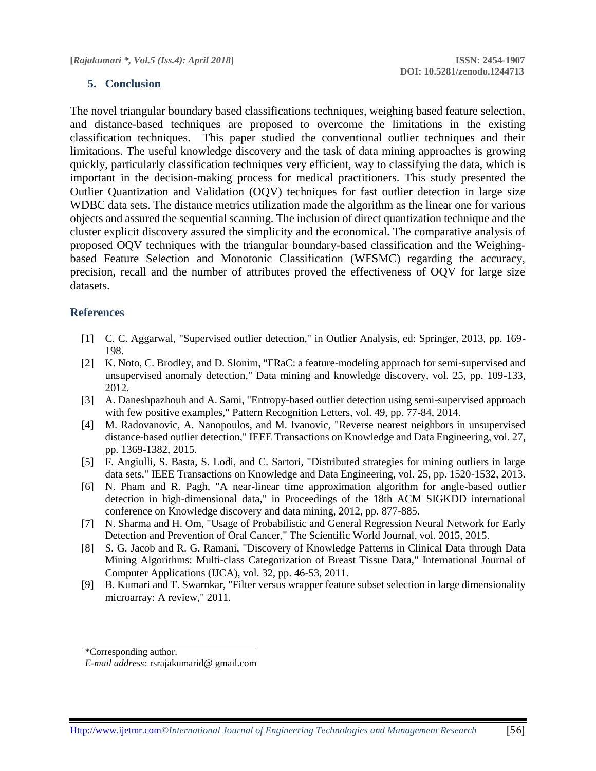## 5. Conclusion

The novel triangular boundary based classifications techniques, weighing based feature selection, and distance-based techniques are proposed to overcome the limitations in the existing classification techniques. This paper studied the conventional outlier techniques and their limitations. The useful knowledge discovery and the task of data mining approaches is growing quickly, particularly classification techniques very efficient, way to classifying the data, which is important in the decision-making process for medical practitioners. This study presented the Outlier Quantization and Validation (OQV) techniques for fast outlier detection in large size WDBC data sets. The distance metrics utilization made the algorithm as the linear one for various objects and assured the sequential scanning. The inclusion of direct quantization technique and the cluster explicit discovery assured the simplicity and the economical. The comparative analysis of proposed OQV techniques with the triangular boundary-based classification and the Weighing-based Feature Selection and Monotonic Classification (WFSMC) regarding the accuracy, precision, recall and the number of attributes proved the effectiveness of OQV for large size datasets.

## References

[1] C. C. Aggarwal, "Supervised outlier detection," in Outlier Analysis, ed: Springer, 2013, pp. 169-198.

[2] K. Noto, C. Brodley, and D. Slonim, "FRaC: a feature-modeling approach for semi-supervised and unsupervised anomaly detection," Data mining and knowledge discovery, vol. 25, pp. 109-133, 2012.

[3] A. Daneshpazhouh and A. Sami, "Entropy-based outlier detection using semi-supervised approach with few positive examples," Pattern Recognition Letters, vol. 49, pp. 77-84, 2014.

[4] M. Radovanovic, A. Nanopoulos, and M. Ivanovic, "Reverse nearest neighbors in unsupervised distance-based outlier detection," IEEE Transactions on Knowledge and Data Engineering, vol. 27, pp. 1369-1382, 2015.

[5] F. Angiulli, S. Basta, S. Lodi, and C. Sartori, "Distributed strategies for mining outliers in large data sets," IEEE Transactions on Knowledge and Data Engineering, vol. 25, pp. 1520-1532, 2013.

[6] N. Pham and R. Pagh, "A near-linear time approximation algorithm for angle-based outlier detection in high-dimensional data," in Proceedings of the 18th ACM SIGKDD international conference on Knowledge discovery and data mining, 2012, pp. 877-885.

[7] N. Sharma and H. Om, "Usage of Probabilistic and General Regression Neural Network for Early Detection and Prevention of Oral Cancer," The Scientific World Journal, vol. 2015, 2015.

[8] S. G. Jacob and R. G. Ramani, "Discovery of Knowledge Patterns in Clinical Data through Data Mining Algorithms: Multi-class Categorization of Breast Tissue Data," International Journal of Computer Applications (IJCA), vol. 32, pp. 46-53, 2011.

[9] B. Kumari and T. Swarnkar, "Filter versus wrapper feature subset selection in large dimensionality microarray: A review," 2011.

---

*Corresponding author.

*E-mail address:* rsrajakumarid@ gmail.com